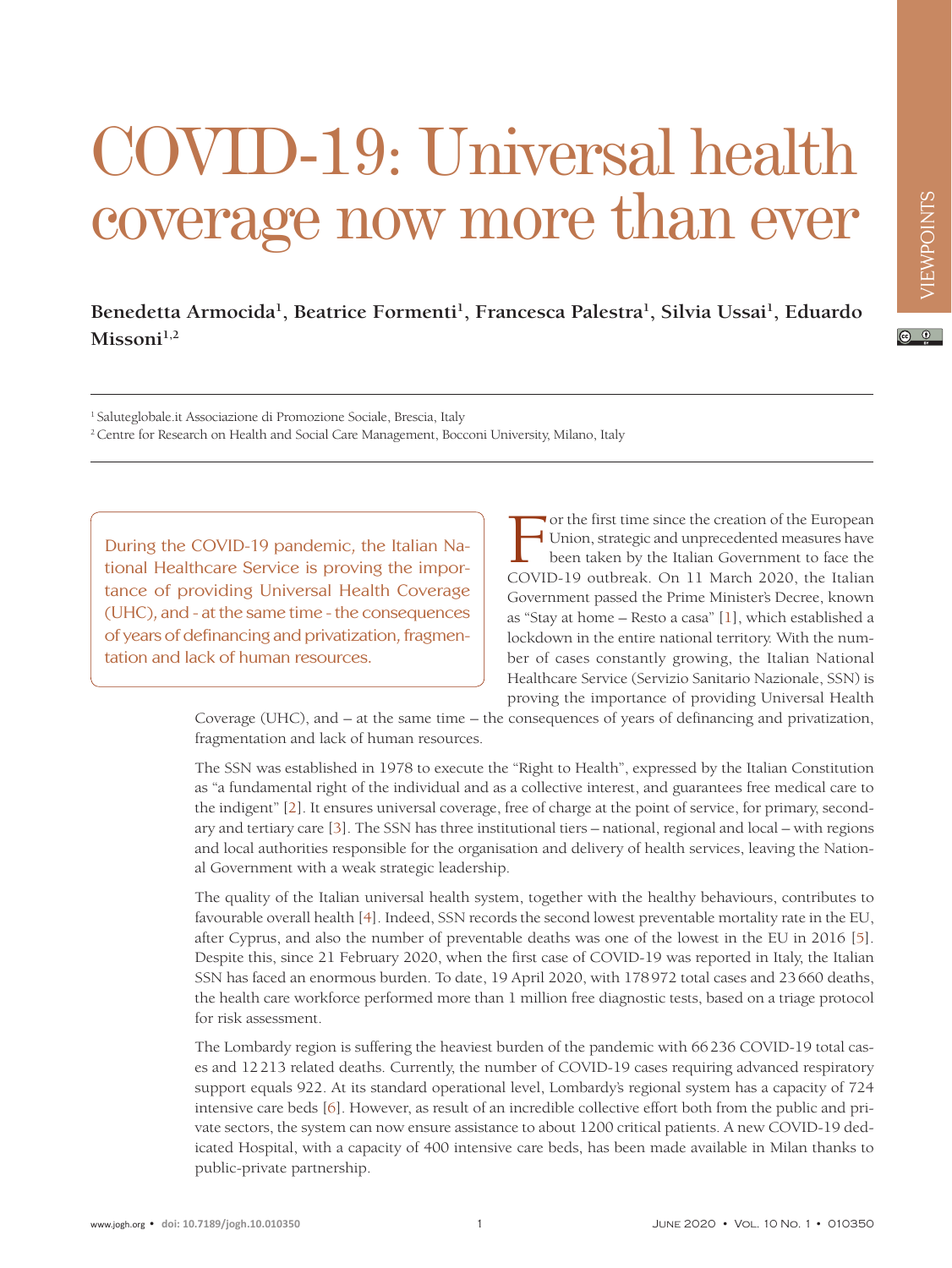# COVID-19: Universal health coverage now more than ever

**Benedetta Armocida[1], Beatrice Formenti[1], Francesca Palestra[1], Silvia Ussai[1], Eduardo Missoni[1,2]**

[1] Saluteglobale.it Associazione di Promozione Sociale, Brescia, Italy

[2] Centre for Research on Health and Social Care Management, Bocconi University, Milano, Italy

> During the COVID-19 pandemic, the Italian National Healthcare Service is proving the importance of providing Universal Health Coverage (UHC), and - at the same time - the consequences of years of definancing and privatization, fragmentation and lack of human resources.

For the first time since the creation of the European Union, strategic and unprecedented measures have been taken by the Italian Government to face the COVID-19 outbreak. On 11 March 2020, the Italian Government passed the Prime Minister's Decree, known as "Stay at home – Resto a casa" [1], which established a lockdown in the entire national territory. With the number of cases constantly growing, the Italian National Healthcare Service (Servizio Sanitario Nazionale, SSN) is proving the importance of providing Universal Health Coverage (UHC), and – at the same time – the consequences of years of definancing and privatization, fragmentation and lack of human resources.

The SSN was established in 1978 to execute the "Right to Health", expressed by the Italian Constitution as "a fundamental right of the individual and as a collective interest, and guarantees free medical care to the indigent" [2]. It ensures universal coverage, free of charge at the point of service, for primary, secondary and tertiary care [3]. The SSN has three institutional tiers – national, regional and local – with regions and local authorities responsible for the organisation and delivery of health services, leaving the National Government with a weak strategic leadership.

The quality of the Italian universal health system, together with the healthy behaviours, contributes to favourable overall health [4]. Indeed, SSN records the second lowest preventable mortality rate in the EU, after Cyprus, and also the number of preventable deaths was one of the lowest in the EU in 2016 [5]. Despite this, since 21 February 2020, when the first case of COVID-19 was reported in Italy, the Italian SSN has faced an enormous burden. To date, 19 April 2020, with 178 972 total cases and 23 660 deaths, the health care workforce performed more than 1 million free diagnostic tests, based on a triage protocol for risk assessment.

The Lombardy region is suffering the heaviest burden of the pandemic with 66 236 COVID-19 total cases and 12 213 related deaths. Currently, the number of COVID-19 cases requiring advanced respiratory support equals 922. At its standard operational level, Lombardy's regional system has a capacity of 724 intensive care beds [6]. However, as result of an incredible collective effort both from the public and private sectors, the system can now ensure assistance to about 1200 critical patients. A new COVID-19 dedicated Hospital, with a capacity of 400 intensive care beds, has been made available in Milan thanks to public-private partnership.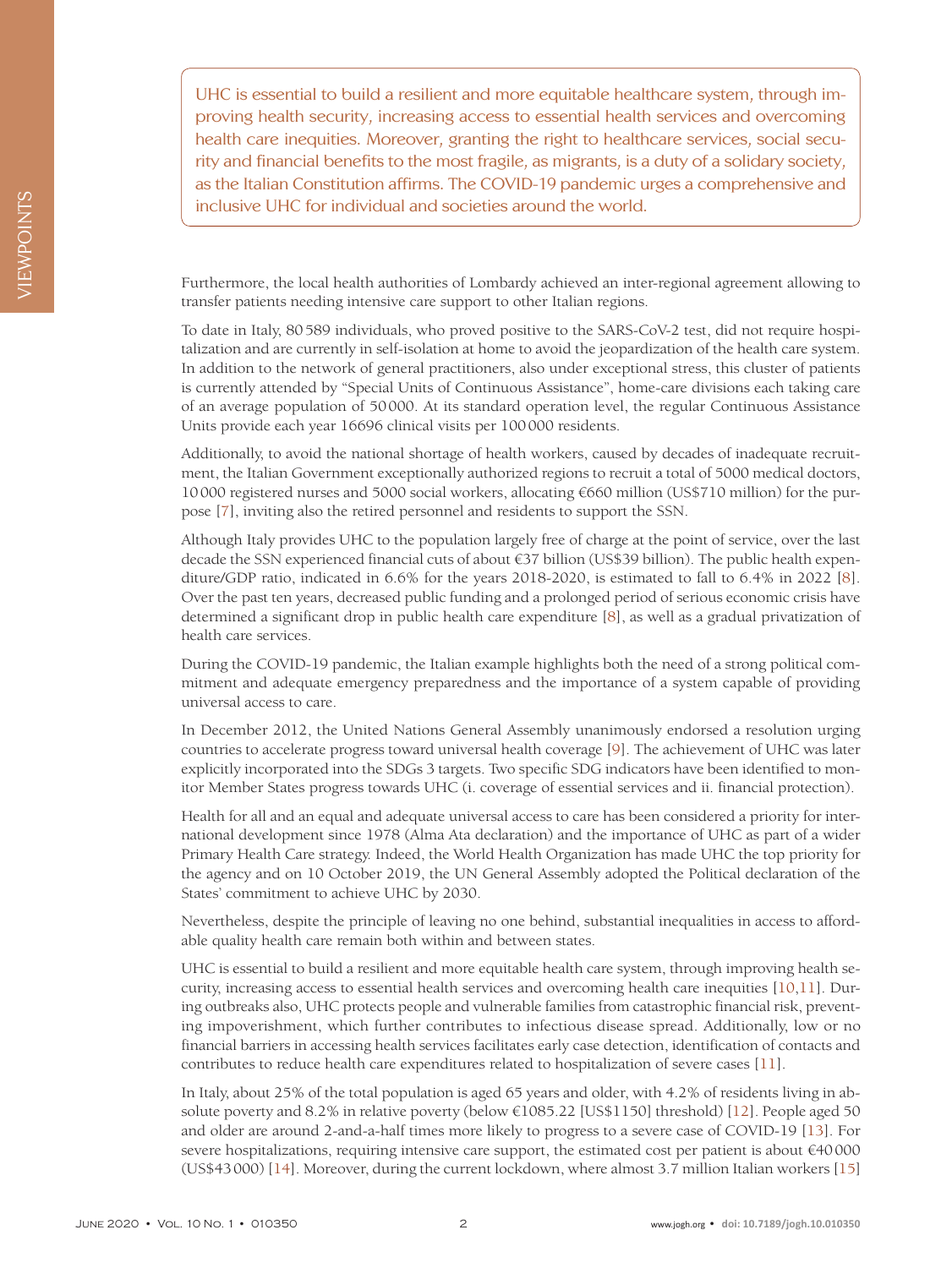> UHC is essential to build a resilient and more equitable healthcare system, through improving health security, increasing access to essential health services and overcoming health care inequities. Moreover, granting the right to healthcare services, social security and financial benefits to the most fragile, as migrants, is a duty of a solidary society, as the Italian Constitution affirms. The COVID-19 pandemic urges a comprehensive and inclusive UHC for individual and societies around the world.

Furthermore, the local health authorities of Lombardy achieved an inter-regional agreement allowing to transfer patients needing intensive care support to other Italian regions.

To date in Italy, 80 589 individuals, who proved positive to the SARS-CoV-2 test, did not require hospitalization and are currently in self-isolation at home to avoid the jeopardization of the health care system. In addition to the network of general practitioners, also under exceptional stress, this cluster of patients is currently attended by "Special Units of Continuous Assistance", home-care divisions each taking care of an average population of 50 000. At its standard operation level, the regular Continuous Assistance Units provide each year 16696 clinical visits per 100 000 residents.

Additionally, to avoid the national shortage of health workers, caused by decades of inadequate recruitment, the Italian Government exceptionally authorized regions to recruit a total of 5000 medical doctors, 10 000 registered nurses and 5000 social workers, allocating €660 million (US$710 million) for the purpose [7], inviting also the retired personnel and residents to support the SSN.

Although Italy provides UHC to the population largely free of charge at the point of service, over the last decade the SSN experienced financial cuts of about €37 billion (US$39 billion). The public health expenditure/GDP ratio, indicated in 6.6% for the years 2018-2020, is estimated to fall to 6.4% in 2022 [8]. Over the past ten years, decreased public funding and a prolonged period of serious economic crisis have determined a significant drop in public health care expenditure [8], as well as a gradual privatization of health care services.

During the COVID-19 pandemic, the Italian example highlights both the need of a strong political commitment and adequate emergency preparedness and the importance of a system capable of providing universal access to care.

In December 2012, the United Nations General Assembly unanimously endorsed a resolution urging countries to accelerate progress toward universal health coverage [9]. The achievement of UHC was later explicitly incorporated into the SDGs 3 targets. Two specific SDG indicators have been identified to monitor Member States progress towards UHC (i. coverage of essential services and ii. financial protection).

Health for all and an equal and adequate universal access to care has been considered a priority for international development since 1978 (Alma Ata declaration) and the importance of UHC as part of a wider Primary Health Care strategy. Indeed, the World Health Organization has made UHC the top priority for the agency and on 10 October 2019, the UN General Assembly adopted the Political declaration of the States' commitment to achieve UHC by 2030.

Nevertheless, despite the principle of leaving no one behind, substantial inequalities in access to affordable quality health care remain both within and between states.

UHC is essential to build a resilient and more equitable health care system, through improving health security, increasing access to essential health services and overcoming health care inequities [10,11]. During outbreaks also, UHC protects people and vulnerable families from catastrophic financial risk, preventing impoverishment, which further contributes to infectious disease spread. Additionally, low or no financial barriers in accessing health services facilitates early case detection, identification of contacts and contributes to reduce health care expenditures related to hospitalization of severe cases [11].

In Italy, about 25% of the total population is aged 65 years and older, with 4.2% of residents living in absolute poverty and 8.2% in relative poverty (below €1085.22 [US$1150] threshold) [12]. People aged 50 and older are around 2-and-a-half times more likely to progress to a severe case of COVID-19 [13]. For severe hospitalizations, requiring intensive care support, the estimated cost per patient is about €40 000 (US$43 000) [14]. Moreover, during the current lockdown, where almost 3.7 million Italian workers [15]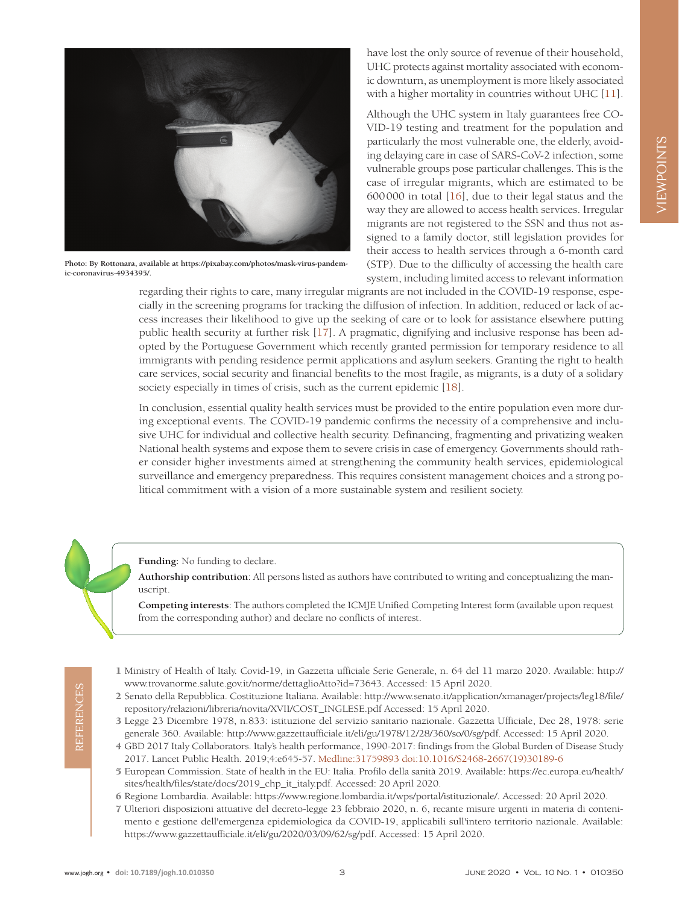Photo: By Rottonara, available at https://pixabay.com/photos/mask-virus-pandemic-coronavirus-4934395/.

have lost the only source of revenue of their household, UHC protects against mortality associated with economic downturn, as unemployment is more likely associated with a higher mortality in countries without UHC [11].

Although the UHC system in Italy guarantees free COVID-19 testing and treatment for the population and particularly the most vulnerable one, the elderly, avoiding delaying care in case of SARS-CoV-2 infection, some vulnerable groups pose particular challenges. This is the case of irregular migrants, which are estimated to be 600 000 in total [16], due to their legal status and the way they are allowed to access health services. Irregular migrants are not registered to the SSN and thus not assigned to a family doctor, still legislation provides for their access to health services through a 6-month card (STP). Due to the difficulty of accessing the health care system, including limited access to relevant information regarding their rights to care, many irregular migrants are not included in the COVID-19 response, especially in the screening programs for tracking the diffusion of infection. In addition, reduced or lack of access increases their likelihood to give up the seeking of care or to look for assistance elsewhere putting public health security at further risk [17]. A pragmatic, dignifying and inclusive response has been adopted by the Portuguese Government which recently granted permission for temporary residence to all immigrants with pending residence permit applications and asylum seekers. Granting the right to health care services, social security and financial benefits to the most fragile, as migrants, is a duty of a solidary society especially in times of crisis, such as the current epidemic [18].

In conclusion, essential quality health services must be provided to the entire population even more during exceptional events. The COVID-19 pandemic confirms the necessity of a comprehensive and inclusive UHC for individual and collective health security. Definancing, fragmenting and privatizing weaken National health systems and expose them to severe crisis in case of emergency. Governments should rather consider higher investments aimed at strengthening the community health services, epidemiological surveillance and emergency preparedness. This requires consistent management choices and a strong political commitment with a vision of a more sustainable system and resilient society.

**Funding:** No funding to declare.

**Authorship contribution**: All persons listed as authors have contributed to writing and conceptualizing the manuscript.

**Competing interests**: The authors completed the ICMJE Unified Competing Interest form (available upon request from the corresponding author) and declare no conflicts of interest.

## REFERENCES

1. Ministry of Health of Italy. Covid-19, in Gazzetta ufficiale Serie Generale, n. 64 del 11 marzo 2020. Available: http://www.trovanorme.salute.gov.it/norme/dettaglioAtto?id=73643. Accessed: 15 April 2020.
2. Senato della Repubblica. Costituzione Italiana. Available: http://www.senato.it/application/xmanager/projects/leg18/file/repository/relazioni/libreria/novita/XVII/COST_INGLESE.pdf Accessed: 15 April 2020.
3. Legge 23 Dicembre 1978, n.833: istituzione del servizio sanitario nazionale. Gazzetta Ufficiale, Dec 28, 1978: serie generale 360. Available: http://www.gazzettaufficiale.it/eli/gu/1978/12/28/360/so/0/sg/pdf. Accessed: 15 April 2020.
4. GBD 2017 Italy Collaborators. Italy's health performance, 1990-2017: findings from the Global Burden of Disease Study 2017. Lancet Public Health. 2019;4:e645-57. Medline:31759893 doi:10.1016/S2468-2667(19)30189-6
5. European Commission. State of health in the EU: Italia. Profilo della sanità 2019. Available: https://ec.europa.eu/health/sites/health/files/state/docs/2019_chp_it_italy.pdf. Accessed: 20 April 2020.
6. Regione Lombardia. Available: https://www.regione.lombardia.it/wps/portal/istituzionale/. Accessed: 20 April 2020.
7. Ulteriori disposizioni attuative del decreto-legge 23 febbraio 2020, n. 6, recante misure urgenti in materia di contenimento e gestione dell'emergenza epidemiologica da COVID-19, applicabili sull'intero territorio nazionale. Available: https://www.gazzettaufficiale.it/eli/gu/2020/03/09/62/sg/pdf. Accessed: 15 April 2020.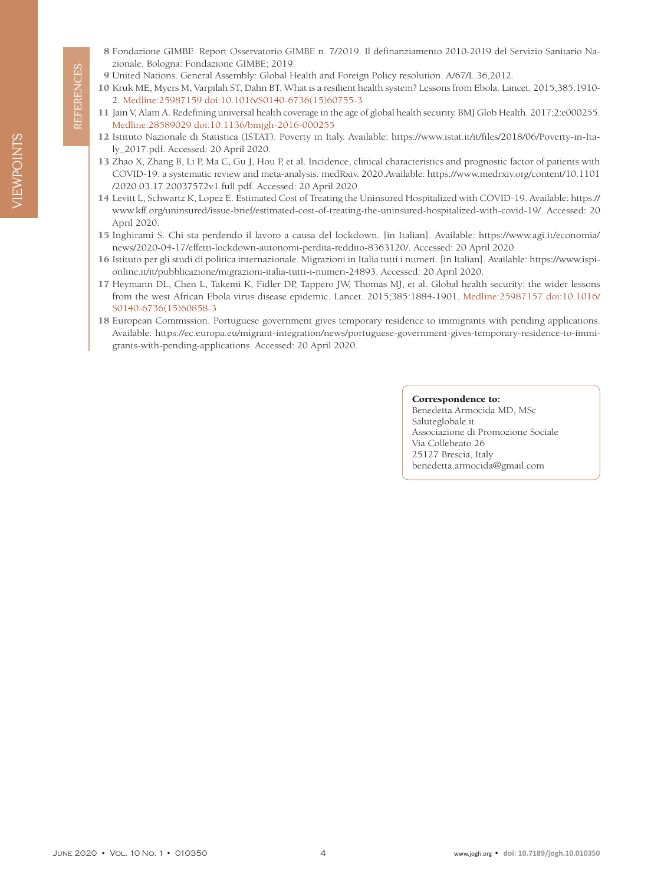8. Fondazione GIMBE. Report Osservatorio GIMBE n. 7/2019. Il definanziamento 2010-2019 del Servizio Sanitario Nazionale. Bologna: Fondazione GIMBE; 2019.
9. United Nations. General Assembly: Global Health and Foreign Policy resolution. A/67/L.36,2012.
10. Kruk ME, Myers M, Varpilah ST, Dahn BT. What is a resilient health system? Lessons from Ebola. Lancet. 2015;385:1910-2. Medline:25987159 doi:10.1016/S0140-6736(15)60755-3
11. Jain V, Alam A. Redefining universal health coverage in the age of global health security. BMJ Glob Health. 2017;2:e000255. Medline:28589029 doi:10.1136/bmjgh-2016-000255
12. Istituto Nazionale di Statistica (ISTAT). Poverty in Italy. Available: https://www.istat.it/it/files/2018/06/Poverty-in-Italy_2017.pdf. Accessed: 20 April 2020.
13. Zhao X, Zhang B, Li P, Ma C, Gu J, Hou P, et al. Incidence, clinical characteristics and prognostic factor of patients with COVID-19: a systematic review and meta-analysis. medRxiv. 2020.Available: https://www.medrxiv.org/content/10.1101/2020.03.17.20037572v1.full.pdf. Accessed: 20 April 2020.
14. Levitt L, Schwartz K, Lopez E. Estimated Cost of Treating the Uninsured Hospitalized with COVID-19. Available: https://www.kff.org/uninsured/issue-brief/estimated-cost-of-treating-the-uninsured-hospitalized-with-covid-19/. Accessed: 20 April 2020.
15. Inghirami S. Chi sta perdendo il lavoro a causa del lockdown. [in Italian]. Available: https://www.agi.it/economia/news/2020-04-17/effetti-lockdown-autonomi-perdita-reddito-8363120/. Accessed: 20 April 2020.
16. Istituto per gli studi di politica internazionale. Migrazioni in Italia tutti i numeri. [in Italian]. Available: https://www.ispionline.it/it/pubblicazione/migrazioni-italia-tutti-i-numeri-24893. Accessed: 20 April 2020.
17. Heymann DL, Chen L, Takemi K, Fidler DP, Tappero JW, Thomas MJ, et al. Global health security: the wider lessons from the west African Ebola virus disease epidemic. Lancet. 2015;385:1884-1901. Medline:25987157 doi:10.1016/S0140-6736(15)60858-3
18. European Commission. Portuguese government gives temporary residence to immigrants with pending applications. Available: https://ec.europa.eu/migrant-integration/news/portuguese-government-gives-temporary-residence-to-immigrants-with-pending-applications. Accessed: 20 April 2020.

**Correspondence to:**
Benedetta Armocida MD, MSc
Saluteglobale.it
Associazione di Promozione Sociale
Via Collebeato 26
25127 Brescia, Italy
benedetta.armocida@gmail.com